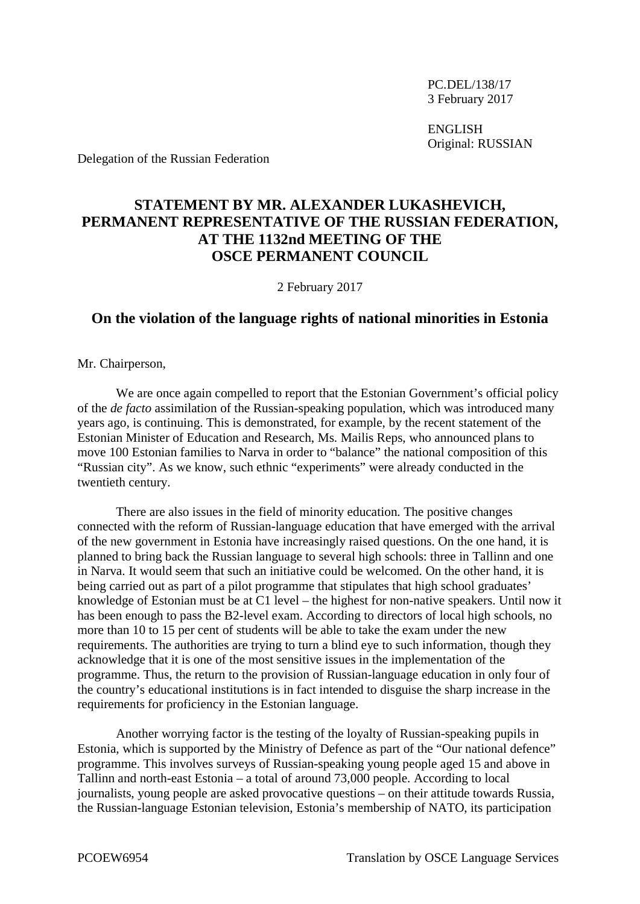PC.DEL/138/17
3 February 2017

ENGLISH
Original: RUSSIAN

Delegation of the Russian Federation

# STATEMENT BY MR. ALEXANDER LUKASHEVICH, PERMANENT REPRESENTATIVE OF THE RUSSIAN FEDERATION, AT THE 1132nd MEETING OF THE OSCE PERMANENT COUNCIL

2 February 2017

## On the violation of the language rights of national minorities in Estonia

Mr. Chairperson,

We are once again compelled to report that the Estonian Government's official policy of the *de facto* assimilation of the Russian-speaking population, which was introduced many years ago, is continuing. This is demonstrated, for example, by the recent statement of the Estonian Minister of Education and Research, Ms. Mailis Reps, who announced plans to move 100 Estonian families to Narva in order to "balance" the national composition of this "Russian city". As we know, such ethnic "experiments" were already conducted in the twentieth century.

There are also issues in the field of minority education. The positive changes connected with the reform of Russian-language education that have emerged with the arrival of the new government in Estonia have increasingly raised questions. On the one hand, it is planned to bring back the Russian language to several high schools: three in Tallinn and one in Narva. It would seem that such an initiative could be welcomed. On the other hand, it is being carried out as part of a pilot programme that stipulates that high school graduates' knowledge of Estonian must be at C1 level – the highest for non-native speakers. Until now it has been enough to pass the B2-level exam. According to directors of local high schools, no more than 10 to 15 per cent of students will be able to take the exam under the new requirements. The authorities are trying to turn a blind eye to such information, though they acknowledge that it is one of the most sensitive issues in the implementation of the programme. Thus, the return to the provision of Russian-language education in only four of the country's educational institutions is in fact intended to disguise the sharp increase in the requirements for proficiency in the Estonian language.

Another worrying factor is the testing of the loyalty of Russian-speaking pupils in Estonia, which is supported by the Ministry of Defence as part of the "Our national defence" programme. This involves surveys of Russian-speaking young people aged 15 and above in Tallinn and north-east Estonia – a total of around 73,000 people. According to local journalists, young people are asked provocative questions – on their attitude towards Russia, the Russian-language Estonian television, Estonia's membership of NATO, its participation

PCOEW6954 Translation by OSCE Language Services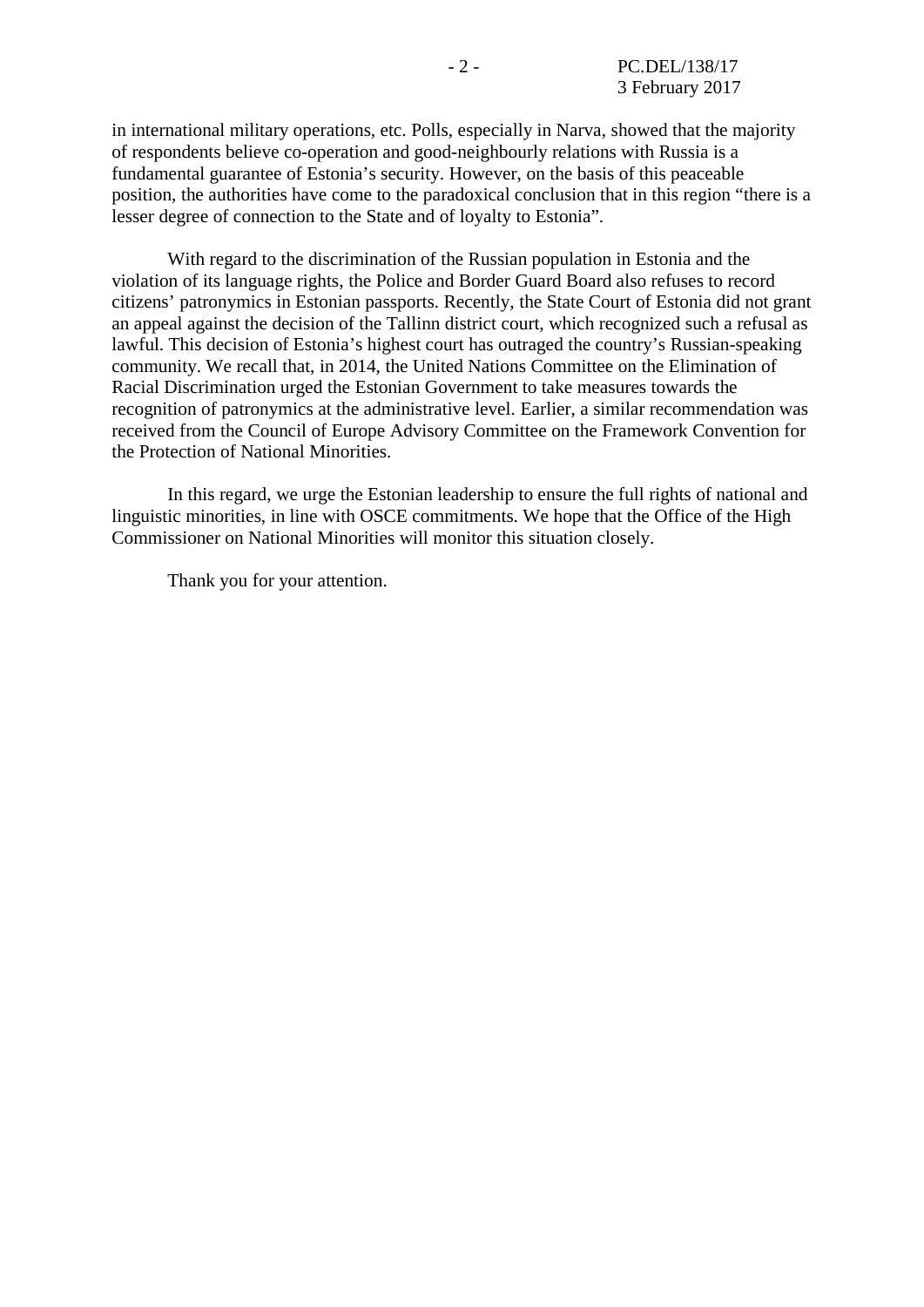in international military operations, etc. Polls, especially in Narva, showed that the majority of respondents believe co-operation and good-neighbourly relations with Russia is a fundamental guarantee of Estonia's security. However, on the basis of this peaceable position, the authorities have come to the paradoxical conclusion that in this region "there is a lesser degree of connection to the State and of loyalty to Estonia".

With regard to the discrimination of the Russian population in Estonia and the violation of its language rights, the Police and Border Guard Board also refuses to record citizens' patronymics in Estonian passports. Recently, the State Court of Estonia did not grant an appeal against the decision of the Tallinn district court, which recognized such a refusal as lawful. This decision of Estonia's highest court has outraged the country's Russian-speaking community. We recall that, in 2014, the United Nations Committee on the Elimination of Racial Discrimination urged the Estonian Government to take measures towards the recognition of patronymics at the administrative level. Earlier, a similar recommendation was received from the Council of Europe Advisory Committee on the Framework Convention for the Protection of National Minorities.

In this regard, we urge the Estonian leadership to ensure the full rights of national and linguistic minorities, in line with OSCE commitments. We hope that the Office of the High Commissioner on National Minorities will monitor this situation closely.

Thank you for your attention.